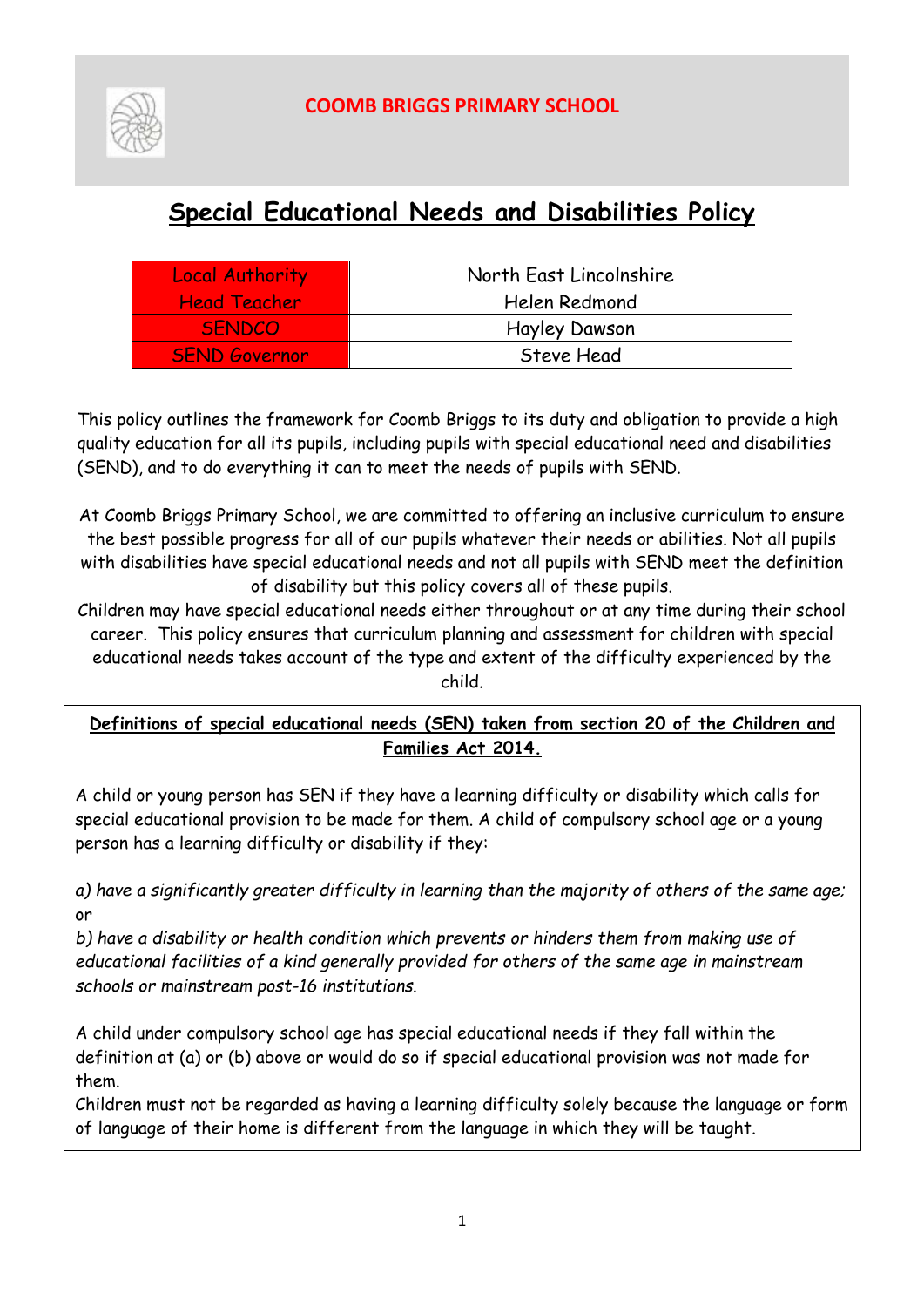# COOMB BRIGGS PRIMARY SCHOOL

## Special Educational Needs and Disabilities Policy

| | |
|---|---|
| Local Authority | North East Lincolnshire |
| Head Teacher | Helen Redmond |
| SENDCO | Hayley Dawson |
| SEND Governor | Steve Head |

This policy outlines the framework for Coomb Briggs to its duty and obligation to provide a high quality education for all its pupils, including pupils with special educational need and disabilities (SEND), and to do everything it can to meet the needs of pupils with SEND.

At Coomb Briggs Primary School, we are committed to offering an inclusive curriculum to ensure the best possible progress for all of our pupils whatever their needs or abilities. Not all pupils with disabilities have special educational needs and not all pupils with SEND meet the definition of disability but this policy covers all of these pupils.

Children may have special educational needs either throughout or at any time during their school career. This policy ensures that curriculum planning and assessment for children with special educational needs takes account of the type and extent of the difficulty experienced by the child.

**Definitions of special educational needs (SEN) taken from section 20 of the Children and Families Act 2014.**

A child or young person has SEN if they have a learning difficulty or disability which calls for special educational provision to be made for them. A child of compulsory school age or a young person has a learning difficulty or disability if they:

*a) have a significantly greater difficulty in learning than the majority of others of the same age;* or

*b) have a disability or health condition which prevents or hinders them from making use of educational facilities of a kind generally provided for others of the same age in mainstream schools or mainstream post-16 institutions.*

A child under compulsory school age has special educational needs if they fall within the definition at (a) or (b) above or would do so if special educational provision was not made for them.

Children must not be regarded as having a learning difficulty solely because the language or form of language of their home is different from the language in which they will be taught.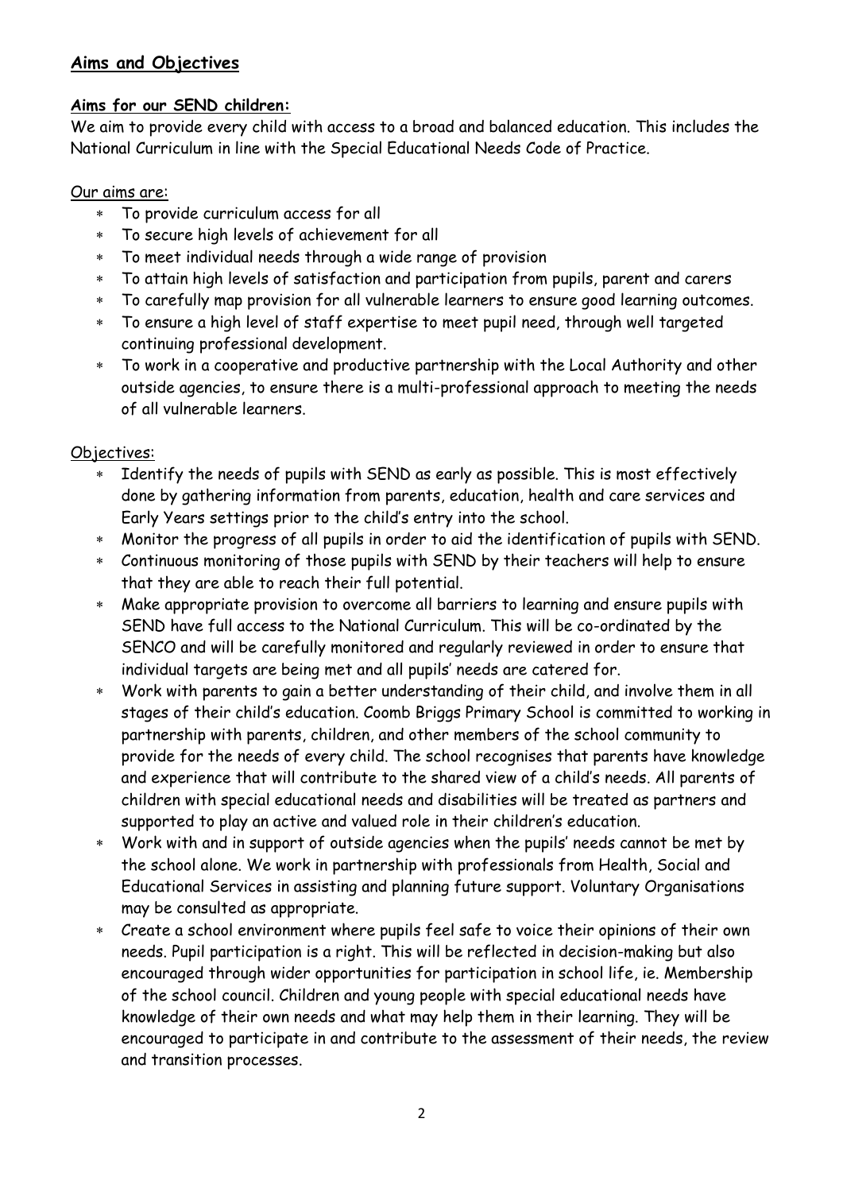## Aims and Objectives

### Aims for our SEND children:

We aim to provide every child with access to a broad and balanced education. This includes the National Curriculum in line with the Special Educational Needs Code of Practice.

Our aims are:

- To provide curriculum access for all
- To secure high levels of achievement for all
- To meet individual needs through a wide range of provision
- To attain high levels of satisfaction and participation from pupils, parent and carers
- To carefully map provision for all vulnerable learners to ensure good learning outcomes.
- To ensure a high level of staff expertise to meet pupil need, through well targeted continuing professional development.
- To work in a cooperative and productive partnership with the Local Authority and other outside agencies, to ensure there is a multi-professional approach to meeting the needs of all vulnerable learners.

Objectives:

- Identify the needs of pupils with SEND as early as possible. This is most effectively done by gathering information from parents, education, health and care services and Early Years settings prior to the child's entry into the school.
- Monitor the progress of all pupils in order to aid the identification of pupils with SEND.
- Continuous monitoring of those pupils with SEND by their teachers will help to ensure that they are able to reach their full potential.
- Make appropriate provision to overcome all barriers to learning and ensure pupils with SEND have full access to the National Curriculum. This will be co-ordinated by the SENCO and will be carefully monitored and regularly reviewed in order to ensure that individual targets are being met and all pupils' needs are catered for.
- Work with parents to gain a better understanding of their child, and involve them in all stages of their child's education. Coomb Briggs Primary School is committed to working in partnership with parents, children, and other members of the school community to provide for the needs of every child. The school recognises that parents have knowledge and experience that will contribute to the shared view of a child's needs. All parents of children with special educational needs and disabilities will be treated as partners and supported to play an active and valued role in their children's education.
- Work with and in support of outside agencies when the pupils' needs cannot be met by the school alone. We work in partnership with professionals from Health, Social and Educational Services in assisting and planning future support. Voluntary Organisations may be consulted as appropriate.
- Create a school environment where pupils feel safe to voice their opinions of their own needs. Pupil participation is a right. This will be reflected in decision-making but also encouraged through wider opportunities for participation in school life, ie. Membership of the school council. Children and young people with special educational needs have knowledge of their own needs and what may help them in their learning. They will be encouraged to participate in and contribute to the assessment of their needs, the review and transition processes.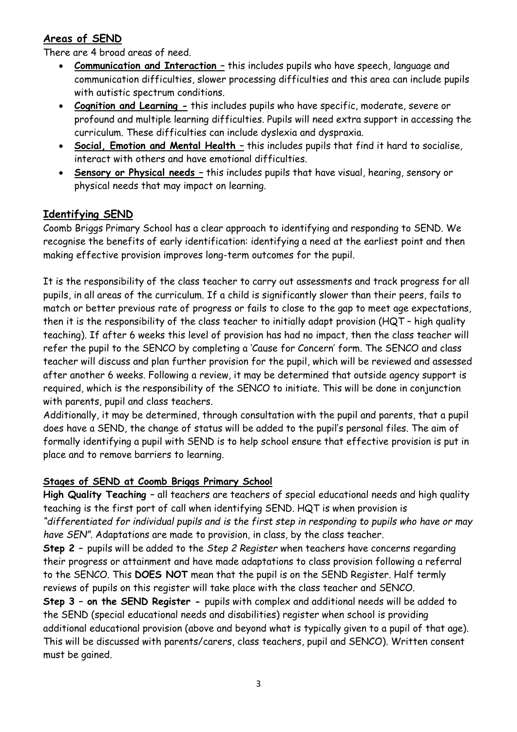## Areas of SEND

There are 4 broad areas of need.

- **Communication and Interaction –** this includes pupils who have speech, language and communication difficulties, slower processing difficulties and this area can include pupils with autistic spectrum conditions.
- **Cognition and Learning -** this includes pupils who have specific, moderate, severe or profound and multiple learning difficulties. Pupils will need extra support in accessing the curriculum. These difficulties can include dyslexia and dyspraxia.
- **Social, Emotion and Mental Health –** this includes pupils that find it hard to socialise, interact with others and have emotional difficulties.
- **Sensory or Physical needs –** this includes pupils that have visual, hearing, sensory or physical needs that may impact on learning.

## Identifying SEND

Coomb Briggs Primary School has a clear approach to identifying and responding to SEND. We recognise the benefits of early identification: identifying a need at the earliest point and then making effective provision improves long-term outcomes for the pupil.

It is the responsibility of the class teacher to carry out assessments and track progress for all pupils, in all areas of the curriculum. If a child is significantly slower than their peers, fails to match or better previous rate of progress or fails to close to the gap to meet age expectations, then it is the responsibility of the class teacher to initially adapt provision (HQT – high quality teaching). If after 6 weeks this level of provision has had no impact, then the class teacher will refer the pupil to the SENCO by completing a 'Cause for Concern' form. The SENCO and class teacher will discuss and plan further provision for the pupil, which will be reviewed and assessed after another 6 weeks. Following a review, it may be determined that outside agency support is required, which is the responsibility of the SENCO to initiate. This will be done in conjunction with parents, pupil and class teachers.

Additionally, it may be determined, through consultation with the pupil and parents, that a pupil does have a SEND, the change of status will be added to the pupil's personal files. The aim of formally identifying a pupil with SEND is to help school ensure that effective provision is put in place and to remove barriers to learning.

### Stages of SEND at Coomb Briggs Primary School

**High Quality Teaching** – all teachers are teachers of special educational needs and high quality teaching is the first port of call when identifying SEND. HQT is when provision is *"differentiated for individual pupils and is the first step in responding to pupils who have or may have SEN".* Adaptations are made to provision, in class, by the class teacher.

**Step 2 –** pupils will be added to the *Step 2 Register* when teachers have concerns regarding their progress or attainment and have made adaptations to class provision following a referral to the SENCO. This **DOES NOT** mean that the pupil is on the SEND Register. Half termly reviews of pupils on this register will take place with the class teacher and SENCO.

**Step 3 – on the SEND Register -** pupils with complex and additional needs will be added to the SEND (special educational needs and disabilities) register when school is providing additional educational provision (above and beyond what is typically given to a pupil of that age). This will be discussed with parents/carers, class teachers, pupil and SENCO). Written consent must be gained.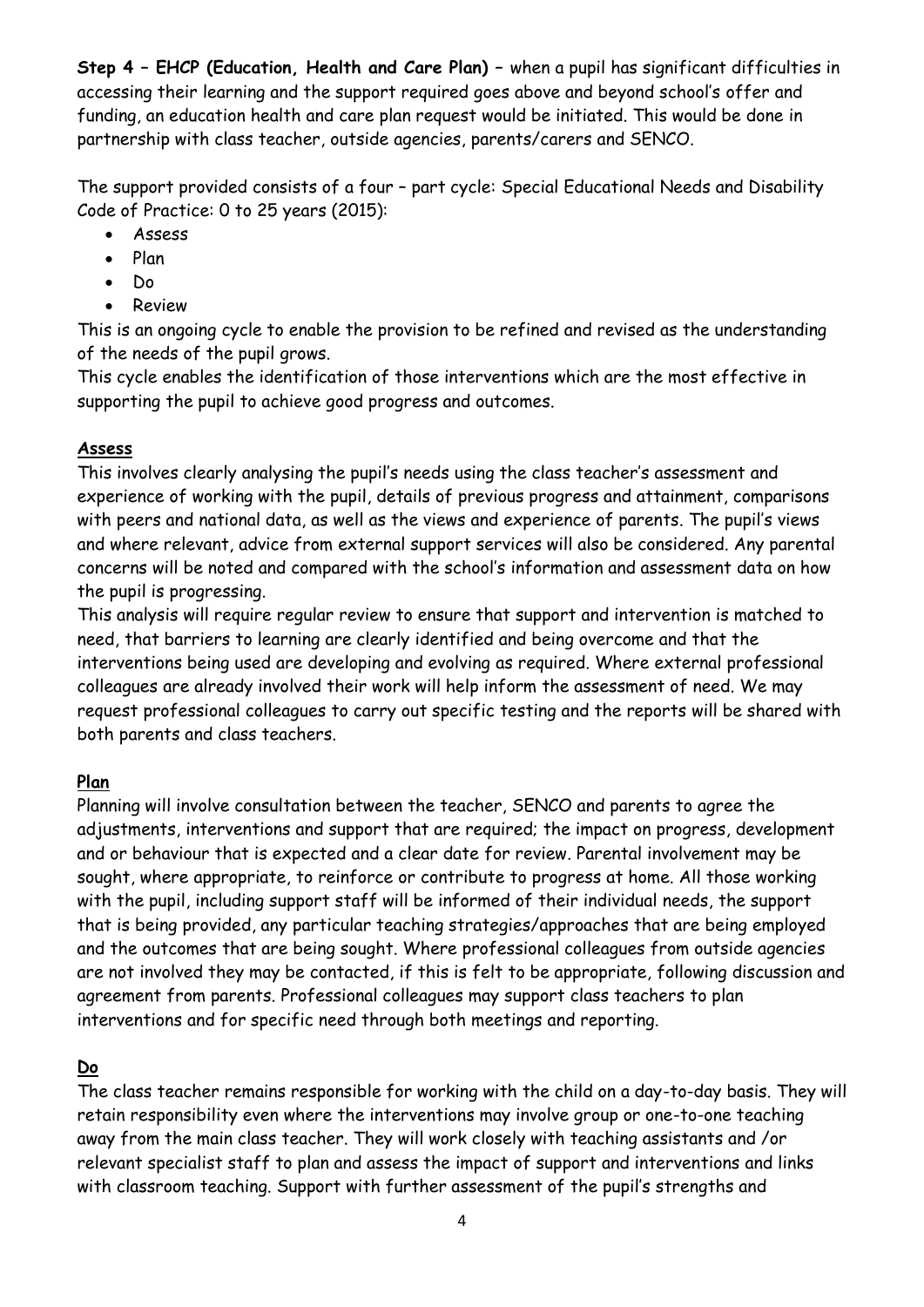**Step 4 – EHCP (Education, Health and Care Plan)** – when a pupil has significant difficulties in accessing their learning and the support required goes above and beyond school's offer and funding, an education health and care plan request would be initiated. This would be done in partnership with class teacher, outside agencies, parents/carers and SENCO.

The support provided consists of a four – part cycle: Special Educational Needs and Disability Code of Practice: 0 to 25 years (2015):

- Assess
- Plan
- Do
- Review

This is an ongoing cycle to enable the provision to be refined and revised as the understanding of the needs of the pupil grows.
This cycle enables the identification of those interventions which are the most effective in supporting the pupil to achieve good progress and outcomes.

## Assess

This involves clearly analysing the pupil's needs using the class teacher's assessment and experience of working with the pupil, details of previous progress and attainment, comparisons with peers and national data, as well as the views and experience of parents. The pupil's views and where relevant, advice from external support services will also be considered. Any parental concerns will be noted and compared with the school's information and assessment data on how the pupil is progressing.
This analysis will require regular review to ensure that support and intervention is matched to need, that barriers to learning are clearly identified and being overcome and that the interventions being used are developing and evolving as required. Where external professional colleagues are already involved their work will help inform the assessment of need. We may request professional colleagues to carry out specific testing and the reports will be shared with both parents and class teachers.

## Plan

Planning will involve consultation between the teacher, SENCO and parents to agree the adjustments, interventions and support that are required; the impact on progress, development and or behaviour that is expected and a clear date for review. Parental involvement may be sought, where appropriate, to reinforce or contribute to progress at home. All those working with the pupil, including support staff will be informed of their individual needs, the support that is being provided, any particular teaching strategies/approaches that are being employed and the outcomes that are being sought. Where professional colleagues from outside agencies are not involved they may be contacted, if this is felt to be appropriate, following discussion and agreement from parents. Professional colleagues may support class teachers to plan interventions and for specific need through both meetings and reporting.

## Do

The class teacher remains responsible for working with the child on a day-to-day basis. They will retain responsibility even where the interventions may involve group or one-to-one teaching away from the main class teacher. They will work closely with teaching assistants and /or relevant specialist staff to plan and assess the impact of support and interventions and links with classroom teaching. Support with further assessment of the pupil's strengths and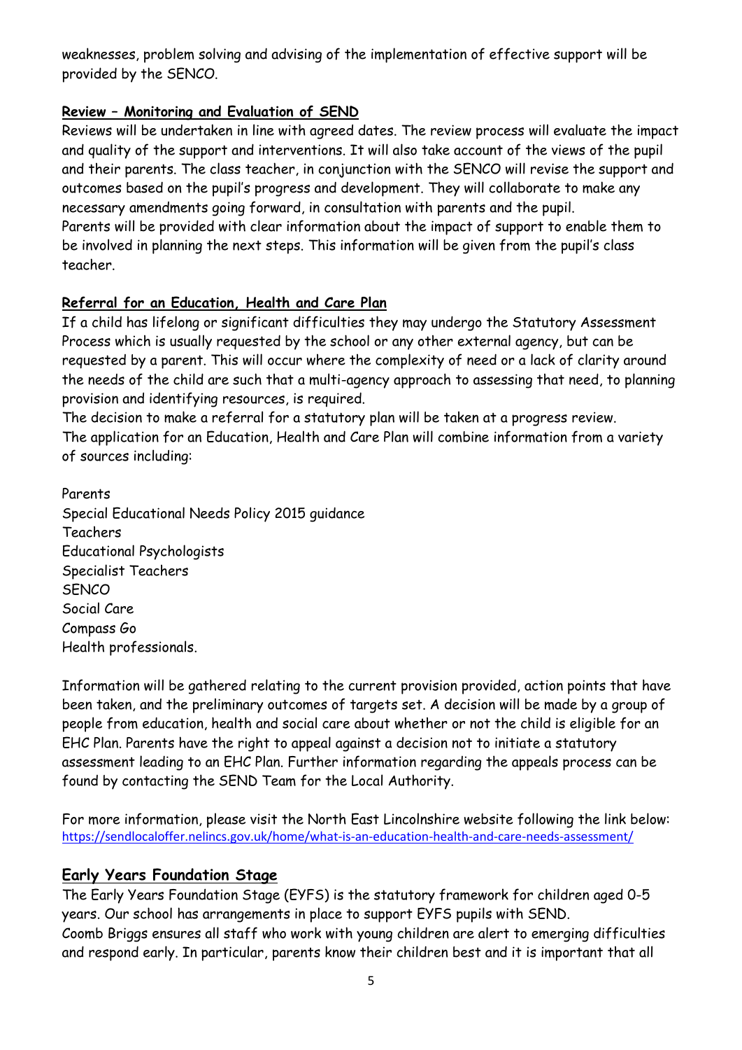weaknesses, problem solving and advising of the implementation of effective support will be provided by the SENCO.

**Review – Monitoring and Evaluation of SEND**

Reviews will be undertaken in line with agreed dates. The review process will evaluate the impact and quality of the support and interventions. It will also take account of the views of the pupil and their parents. The class teacher, in conjunction with the SENCO will revise the support and outcomes based on the pupil's progress and development. They will collaborate to make any necessary amendments going forward, in consultation with parents and the pupil.
Parents will be provided with clear information about the impact of support to enable them to be involved in planning the next steps. This information will be given from the pupil's class teacher.

**Referral for an Education, Health and Care Plan**

If a child has lifelong or significant difficulties they may undergo the Statutory Assessment Process which is usually requested by the school or any other external agency, but can be requested by a parent. This will occur where the complexity of need or a lack of clarity around the needs of the child are such that a multi-agency approach to assessing that need, to planning provision and identifying resources, is required.
The decision to make a referral for a statutory plan will be taken at a progress review.
The application for an Education, Health and Care Plan will combine information from a variety of sources including:

Parents
Special Educational Needs Policy 2015 guidance
Teachers
Educational Psychologists
Specialist Teachers
SENCO
Social Care
Compass Go
Health professionals.

Information will be gathered relating to the current provision provided, action points that have been taken, and the preliminary outcomes of targets set. A decision will be made by a group of people from education, health and social care about whether or not the child is eligible for an EHC Plan. Parents have the right to appeal against a decision not to initiate a statutory assessment leading to an EHC Plan. Further information regarding the appeals process can be found by contacting the SEND Team for the Local Authority.

For more information, please visit the North East Lincolnshire website following the link below:
https://sendlocaloffer.nelincs.gov.uk/home/what-is-an-education-health-and-care-needs-assessment/

## Early Years Foundation Stage

The Early Years Foundation Stage (EYFS) is the statutory framework for children aged 0-5 years. Our school has arrangements in place to support EYFS pupils with SEND.
Coomb Briggs ensures all staff who work with young children are alert to emerging difficulties and respond early. In particular, parents know their children best and it is important that all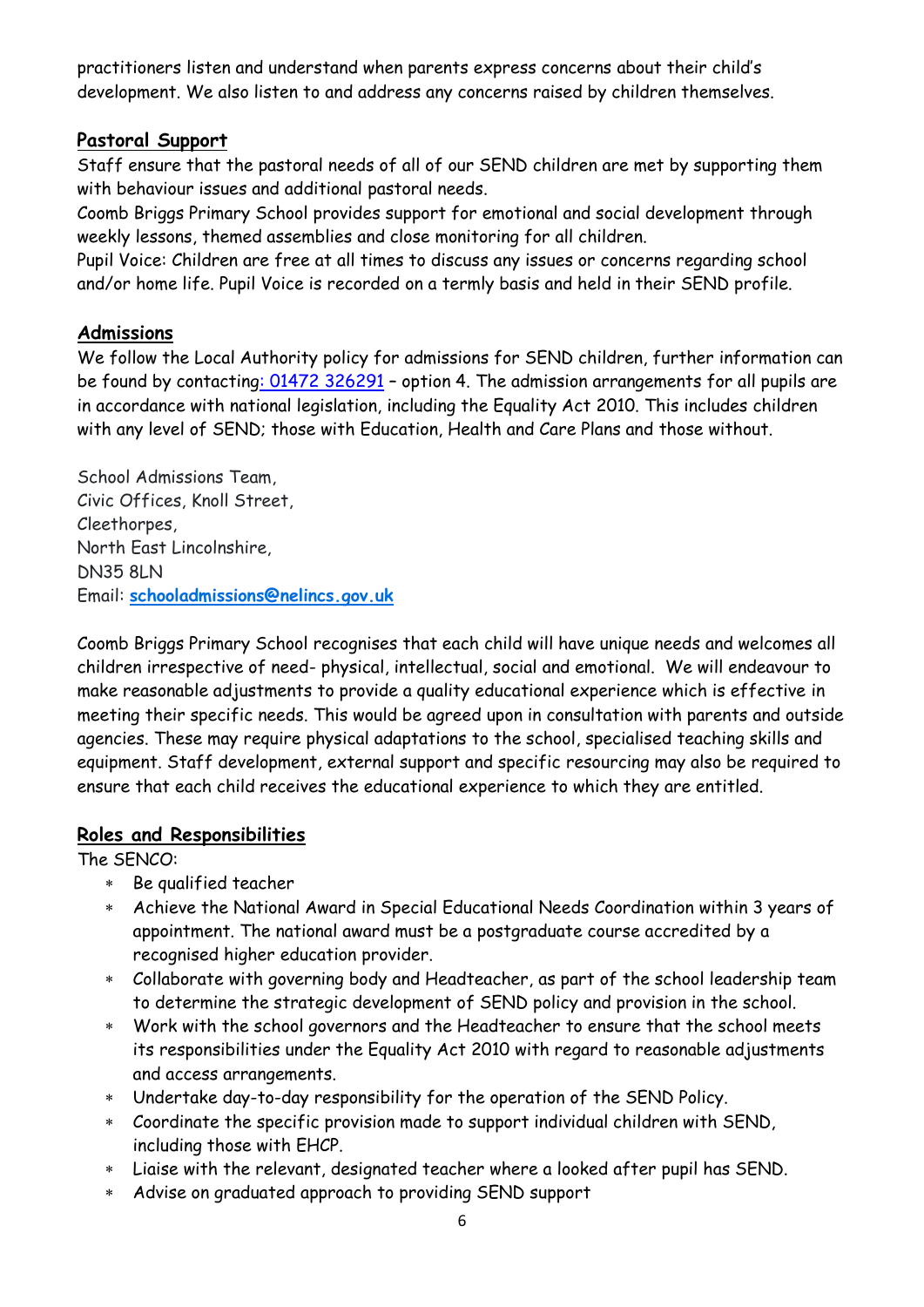practitioners listen and understand when parents express concerns about their child's development. We also listen to and address any concerns raised by children themselves.

## Pastoral Support

Staff ensure that the pastoral needs of all of our SEND children are met by supporting them with behaviour issues and additional pastoral needs.

Coomb Briggs Primary School provides support for emotional and social development through weekly lessons, themed assemblies and close monitoring for all children.

Pupil Voice: Children are free at all times to discuss any issues or concerns regarding school and/or home life. Pupil Voice is recorded on a termly basis and held in their SEND profile.

## Admissions

We follow the Local Authority policy for admissions for SEND children, further information can be found by contacting: 01472 326291 – option 4. The admission arrangements for all pupils are in accordance with national legislation, including the Equality Act 2010. This includes children with any level of SEND; those with Education, Health and Care Plans and those without.

School Admissions Team,
Civic Offices, Knoll Street,
Cleethorpes,
North East Lincolnshire,
DN35 8LN
Email: **schooladmissions@nelincs.gov.uk**

Coomb Briggs Primary School recognises that each child will have unique needs and welcomes all children irrespective of need- physical, intellectual, social and emotional. We will endeavour to make reasonable adjustments to provide a quality educational experience which is effective in meeting their specific needs. This would be agreed upon in consultation with parents and outside agencies. These may require physical adaptations to the school, specialised teaching skills and equipment. Staff development, external support and specific resourcing may also be required to ensure that each child receives the educational experience to which they are entitled.

## Roles and Responsibilities

The SENCO:

- Be qualified teacher
- Achieve the National Award in Special Educational Needs Coordination within 3 years of appointment. The national award must be a postgraduate course accredited by a recognised higher education provider.
- Collaborate with governing body and Headteacher, as part of the school leadership team to determine the strategic development of SEND policy and provision in the school.
- Work with the school governors and the Headteacher to ensure that the school meets its responsibilities under the Equality Act 2010 with regard to reasonable adjustments and access arrangements.
- Undertake day-to-day responsibility for the operation of the SEND Policy.
- Coordinate the specific provision made to support individual children with SEND, including those with EHCP.
- Liaise with the relevant, designated teacher where a looked after pupil has SEND.
- Advise on graduated approach to providing SEND support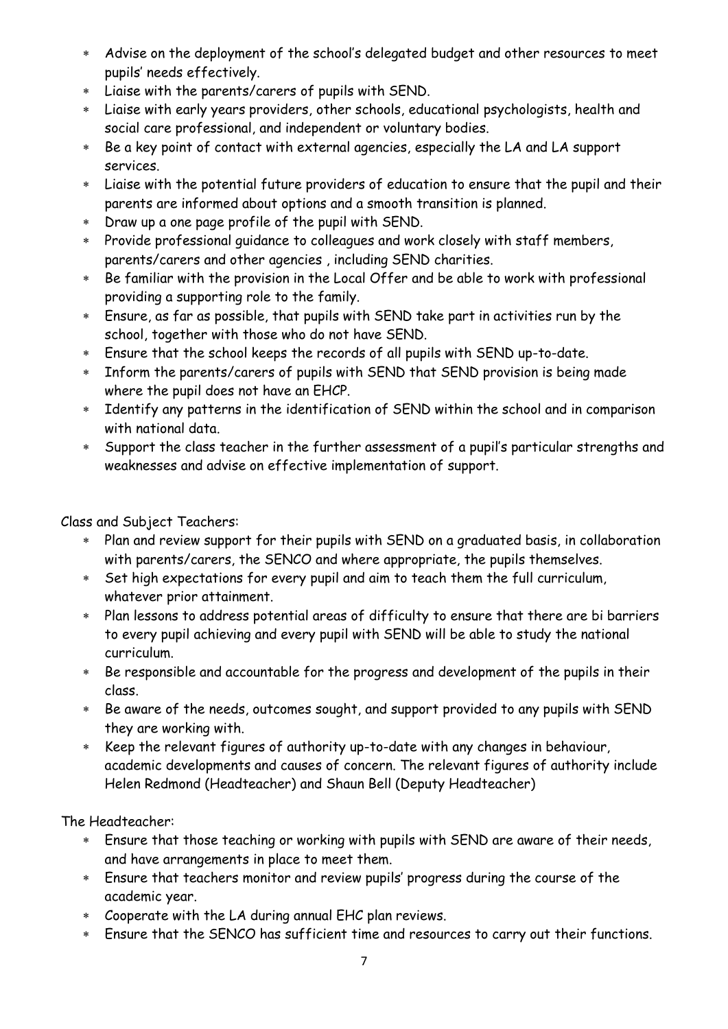- Advise on the deployment of the school's delegated budget and other resources to meet pupils' needs effectively.
- Liaise with the parents/carers of pupils with SEND.
- Liaise with early years providers, other schools, educational psychologists, health and social care professional, and independent or voluntary bodies.
- Be a key point of contact with external agencies, especially the LA and LA support services.
- Liaise with the potential future providers of education to ensure that the pupil and their parents are informed about options and a smooth transition is planned.
- Draw up a one page profile of the pupil with SEND.
- Provide professional guidance to colleagues and work closely with staff members, parents/carers and other agencies , including SEND charities.
- Be familiar with the provision in the Local Offer and be able to work with professional providing a supporting role to the family.
- Ensure, as far as possible, that pupils with SEND take part in activities run by the school, together with those who do not have SEND.
- Ensure that the school keeps the records of all pupils with SEND up-to-date.
- Inform the parents/carers of pupils with SEND that SEND provision is being made where the pupil does not have an EHCP.
- Identify any patterns in the identification of SEND within the school and in comparison with national data.
- Support the class teacher in the further assessment of a pupil's particular strengths and weaknesses and advise on effective implementation of support.

Class and Subject Teachers:

- Plan and review support for their pupils with SEND on a graduated basis, in collaboration with parents/carers, the SENCO and where appropriate, the pupils themselves.
- Set high expectations for every pupil and aim to teach them the full curriculum, whatever prior attainment.
- Plan lessons to address potential areas of difficulty to ensure that there are bi barriers to every pupil achieving and every pupil with SEND will be able to study the national curriculum.
- Be responsible and accountable for the progress and development of the pupils in their class.
- Be aware of the needs, outcomes sought, and support provided to any pupils with SEND they are working with.
- Keep the relevant figures of authority up-to-date with any changes in behaviour, academic developments and causes of concern. The relevant figures of authority include Helen Redmond (Headteacher) and Shaun Bell (Deputy Headteacher)

The Headteacher:

- Ensure that those teaching or working with pupils with SEND are aware of their needs, and have arrangements in place to meet them.
- Ensure that teachers monitor and review pupils' progress during the course of the academic year.
- Cooperate with the LA during annual EHC plan reviews.
- Ensure that the SENCO has sufficient time and resources to carry out their functions.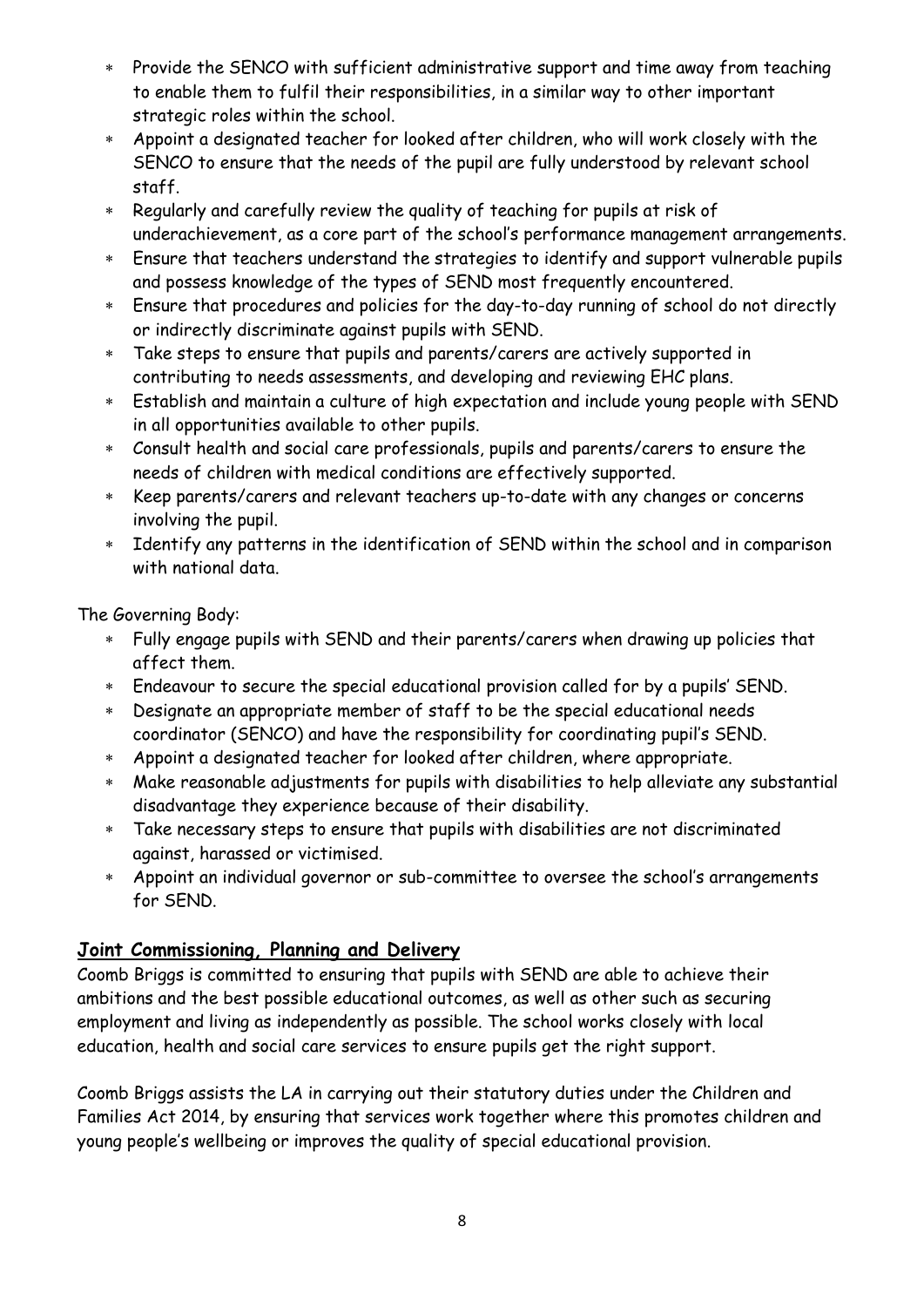- Provide the SENCO with sufficient administrative support and time away from teaching to enable them to fulfil their responsibilities, in a similar way to other important strategic roles within the school.
- Appoint a designated teacher for looked after children, who will work closely with the SENCO to ensure that the needs of the pupil are fully understood by relevant school staff.
- Regularly and carefully review the quality of teaching for pupils at risk of underachievement, as a core part of the school's performance management arrangements.
- Ensure that teachers understand the strategies to identify and support vulnerable pupils and possess knowledge of the types of SEND most frequently encountered.
- Ensure that procedures and policies for the day-to-day running of school do not directly or indirectly discriminate against pupils with SEND.
- Take steps to ensure that pupils and parents/carers are actively supported in contributing to needs assessments, and developing and reviewing EHC plans.
- Establish and maintain a culture of high expectation and include young people with SEND in all opportunities available to other pupils.
- Consult health and social care professionals, pupils and parents/carers to ensure the needs of children with medical conditions are effectively supported.
- Keep parents/carers and relevant teachers up-to-date with any changes or concerns involving the pupil.
- Identify any patterns in the identification of SEND within the school and in comparison with national data.

The Governing Body:

- Fully engage pupils with SEND and their parents/carers when drawing up policies that affect them.
- Endeavour to secure the special educational provision called for by a pupils' SEND.
- Designate an appropriate member of staff to be the special educational needs coordinator (SENCO) and have the responsibility for coordinating pupil's SEND.
- Appoint a designated teacher for looked after children, where appropriate.
- Make reasonable adjustments for pupils with disabilities to help alleviate any substantial disadvantage they experience because of their disability.
- Take necessary steps to ensure that pupils with disabilities are not discriminated against, harassed or victimised.
- Appoint an individual governor or sub-committee to oversee the school's arrangements for SEND.

## Joint Commissioning, Planning and Delivery

Coomb Briggs is committed to ensuring that pupils with SEND are able to achieve their ambitions and the best possible educational outcomes, as well as other such as securing employment and living as independently as possible. The school works closely with local education, health and social care services to ensure pupils get the right support.

Coomb Briggs assists the LA in carrying out their statutory duties under the Children and Families Act 2014, by ensuring that services work together where this promotes children and young people's wellbeing or improves the quality of special educational provision.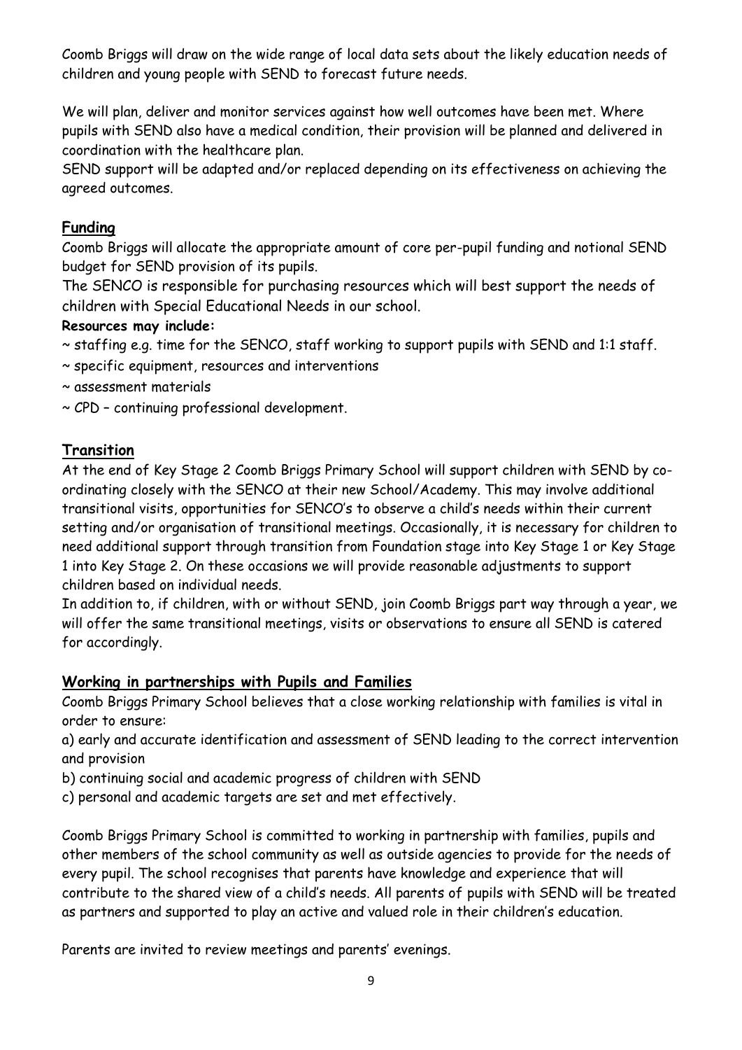Coomb Briggs will draw on the wide range of local data sets about the likely education needs of children and young people with SEND to forecast future needs.

We will plan, deliver and monitor services against how well outcomes have been met. Where pupils with SEND also have a medical condition, their provision will be planned and delivered in coordination with the healthcare plan.
SEND support will be adapted and/or replaced depending on its effectiveness on achieving the agreed outcomes.

## Funding

Coomb Briggs will allocate the appropriate amount of core per-pupil funding and notional SEND budget for SEND provision of its pupils.
The SENCO is responsible for purchasing resources which will best support the needs of children with Special Educational Needs in our school.

**Resources may include:**

~ staffing e.g. time for the SENCO, staff working to support pupils with SEND and 1:1 staff.
~ specific equipment, resources and interventions
~ assessment materials
~ CPD – continuing professional development.

## Transition

At the end of Key Stage 2 Coomb Briggs Primary School will support children with SEND by co-ordinating closely with the SENCO at their new School/Academy. This may involve additional transitional visits, opportunities for SENCO's to observe a child's needs within their current setting and/or organisation of transitional meetings. Occasionally, it is necessary for children to need additional support through transition from Foundation stage into Key Stage 1 or Key Stage 1 into Key Stage 2. On these occasions we will provide reasonable adjustments to support children based on individual needs.
In addition to, if children, with or without SEND, join Coomb Briggs part way through a year, we will offer the same transitional meetings, visits or observations to ensure all SEND is catered for accordingly.

## Working in partnerships with Pupils and Families

Coomb Briggs Primary School believes that a close working relationship with families is vital in order to ensure:

a) early and accurate identification and assessment of SEND leading to the correct intervention and provision
b) continuing social and academic progress of children with SEND
c) personal and academic targets are set and met effectively.

Coomb Briggs Primary School is committed to working in partnership with families, pupils and other members of the school community as well as outside agencies to provide for the needs of every pupil. The school recognises that parents have knowledge and experience that will contribute to the shared view of a child's needs. All parents of pupils with SEND will be treated as partners and supported to play an active and valued role in their children's education.

Parents are invited to review meetings and parents' evenings.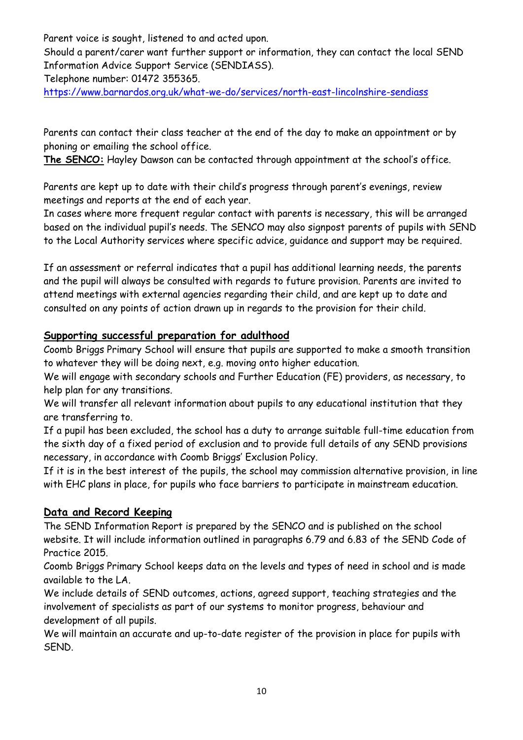Parent voice is sought, listened to and acted upon.
Should a parent/carer want further support or information, they can contact the local SEND Information Advice Support Service (SENDIASS).
Telephone number: 01472 355365.
https://www.barnardos.org.uk/what-we-do/services/north-east-lincolnshire-sendiass

Parents can contact their class teacher at the end of the day to make an appointment or by phoning or emailing the school office.
**The SENCO:** Hayley Dawson can be contacted through appointment at the school's office.

Parents are kept up to date with their child's progress through parent's evenings, review meetings and reports at the end of each year.
In cases where more frequent regular contact with parents is necessary, this will be arranged based on the individual pupil's needs. The SENCO may also signpost parents of pupils with SEND to the Local Authority services where specific advice, guidance and support may be required.

If an assessment or referral indicates that a pupil has additional learning needs, the parents and the pupil will always be consulted with regards to future provision. Parents are invited to attend meetings with external agencies regarding their child, and are kept up to date and consulted on any points of action drawn up in regards to the provision for their child.

## Supporting successful preparation for adulthood

Coomb Briggs Primary School will ensure that pupils are supported to make a smooth transition to whatever they will be doing next, e.g. moving onto higher education.
We will engage with secondary schools and Further Education (FE) providers, as necessary, to help plan for any transitions.
We will transfer all relevant information about pupils to any educational institution that they are transferring to.
If a pupil has been excluded, the school has a duty to arrange suitable full-time education from the sixth day of a fixed period of exclusion and to provide full details of any SEND provisions necessary, in accordance with Coomb Briggs' Exclusion Policy.
If it is in the best interest of the pupils, the school may commission alternative provision, in line with EHC plans in place, for pupils who face barriers to participate in mainstream education.

## Data and Record Keeping

The SEND Information Report is prepared by the SENCO and is published on the school website. It will include information outlined in paragraphs 6.79 and 6.83 of the SEND Code of Practice 2015.
Coomb Briggs Primary School keeps data on the levels and types of need in school and is made available to the LA.
We include details of SEND outcomes, actions, agreed support, teaching strategies and the involvement of specialists as part of our systems to monitor progress, behaviour and development of all pupils.
We will maintain an accurate and up-to-date register of the provision in place for pupils with SEND.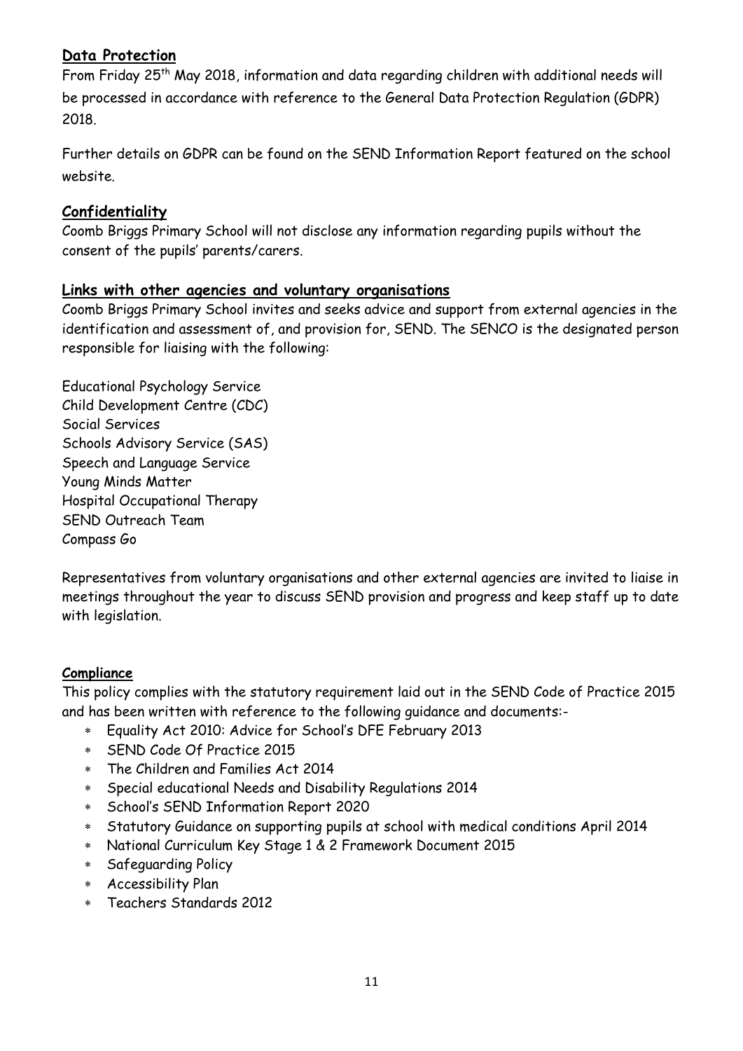## Data Protection

From Friday 25th May 2018, information and data regarding children with additional needs will be processed in accordance with reference to the General Data Protection Regulation (GDPR) 2018.

Further details on GDPR can be found on the SEND Information Report featured on the school website.

## Confidentiality

Coomb Briggs Primary School will not disclose any information regarding pupils without the consent of the pupils' parents/carers.

## Links with other agencies and voluntary organisations

Coomb Briggs Primary School invites and seeks advice and support from external agencies in the identification and assessment of, and provision for, SEND. The SENCO is the designated person responsible for liaising with the following:

Educational Psychology Service
Child Development Centre (CDC)
Social Services
Schools Advisory Service (SAS)
Speech and Language Service
Young Minds Matter
Hospital Occupational Therapy
SEND Outreach Team
Compass Go

Representatives from voluntary organisations and other external agencies are invited to liaise in meetings throughout the year to discuss SEND provision and progress and keep staff up to date with legislation.

## Compliance

This policy complies with the statutory requirement laid out in the SEND Code of Practice 2015 and has been written with reference to the following guidance and documents:-

- Equality Act 2010: Advice for School's DFE February 2013
- SEND Code Of Practice 2015
- The Children and Families Act 2014
- Special educational Needs and Disability Regulations 2014
- School's SEND Information Report 2020
- Statutory Guidance on supporting pupils at school with medical conditions April 2014
- National Curriculum Key Stage 1 & 2 Framework Document 2015
- Safeguarding Policy
- Accessibility Plan
- Teachers Standards 2012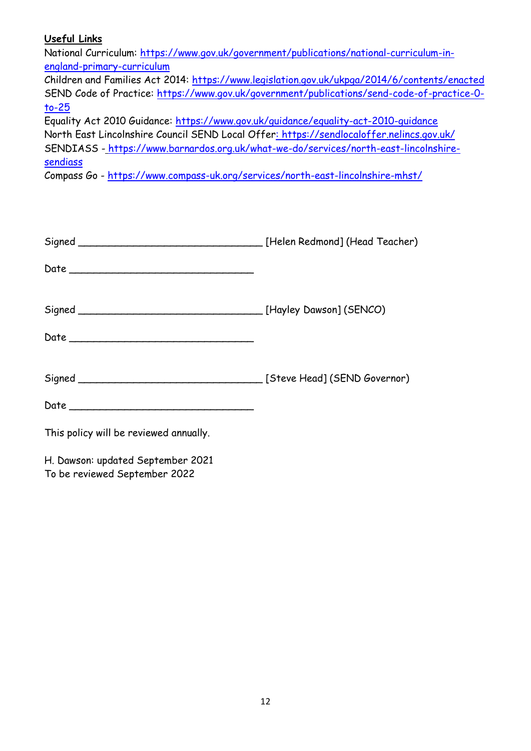**Useful Links**

National Curriculum: https://www.gov.uk/government/publications/national-curriculum-in-england-primary-curriculum
Children and Families Act 2014: https://www.legislation.gov.uk/ukpga/2014/6/contents/enacted
SEND Code of Practice: https://www.gov.uk/government/publications/send-code-of-practice-0-to-25
Equality Act 2010 Guidance: https://www.gov.uk/guidance/equality-act-2010-guidance
North East Lincolnshire Council SEND Local Offer: https://sendlocaloffer.nelincs.gov.uk/
SENDIASS - https://www.barnardos.org.uk/what-we-do/services/north-east-lincolnshire-sendiass
Compass Go - https://www.compass-uk.org/services/north-east-lincolnshire-mhst/

Signed _______________________________ [Helen Redmond] (Head Teacher)

Date _______________________________

Signed _______________________________ [Hayley Dawson] (SENCO)

Date _______________________________

Signed _______________________________ [Steve Head] (SEND Governor)

Date _______________________________

This policy will be reviewed annually.

H. Dawson: updated September 2021
To be reviewed September 2022